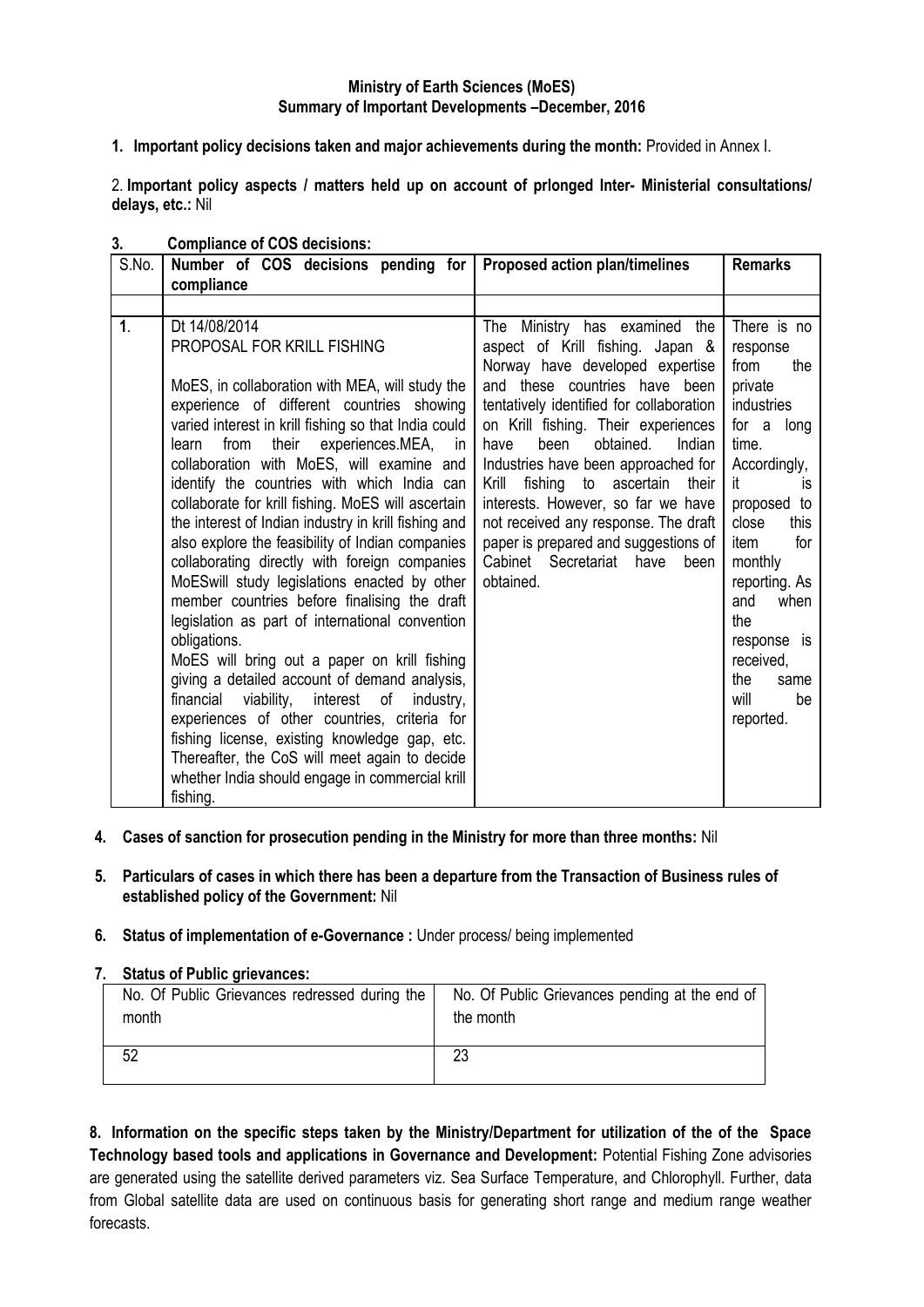**Ministry of Earth Sciences (MoES)**
**Summary of Important Developments –December, 2016**

1. **Important policy decisions taken and major achievements during the month:** Provided in Annex I.

2. **Important policy aspects / matters held up on account of prlonged Inter- Ministerial consultations/ delays, etc.:** Nil

3. **Compliance of COS decisions:**

| S.No. | Number of COS decisions pending for compliance | Proposed action plan/timelines | Remarks |
|---|---|---|---|
| 1. | Dt 14/08/2014<br>PROPOSAL FOR KRILL FISHING<br><br>MoES, in collaboration with MEA, will study the experience of different countries showing varied interest in krill fishing so that India could learn from their experiences.MEA, in collaboration with MoES, will examine and identify the countries with which India can collaborate for krill fishing. MoES will ascertain the interest of Indian industry in krill fishing and also explore the feasibility of Indian companies collaborating directly with foreign companies MoESwill study legislations enacted by other member countries before finalising the draft legislation as part of international convention obligations.<br>MoES will bring out a paper on krill fishing giving a detailed account of demand analysis, financial viability, interest of industry, experiences of other countries, criteria for fishing license, existing knowledge gap, etc. Thereafter, the CoS will meet again to decide whether India should engage in commercial krill fishing. | The Ministry has examined the aspect of Krill fishing. Japan & Norway have developed expertise and these countries have been tentatively identified for collaboration on Krill fishing. Their experiences have been obtained. Indian Industries have been approached for Krill fishing to ascertain their interests. However, so far we have not received any response. The draft paper is prepared and suggestions of Cabinet Secretariat have been obtained. | There is no response from the private industries for a long time. Accordingly, it is proposed to close this item for monthly reporting. As and when the response is received, the same will be reported. |

4. **Cases of sanction for prosecution pending in the Ministry for more than three months:** Nil

5. **Particulars of cases in which there has been a departure from the Transaction of Business rules of established policy of the Government:** Nil

6. **Status of implementation of e-Governance :** Under process/ being implemented

7. **Status of Public grievances:**

| No. Of Public Grievances redressed during the month | No. Of Public Grievances pending at the end of the month |
|---|---|
| 52 | 23 |

8. **Information on the specific steps taken by the Ministry/Department for utilization of the of the Space Technology based tools and applications in Governance and Development:** Potential Fishing Zone advisories are generated using the satellite derived parameters viz. Sea Surface Temperature, and Chlorophyll. Further, data from Global satellite data are used on continuous basis for generating short range and medium range weather forecasts.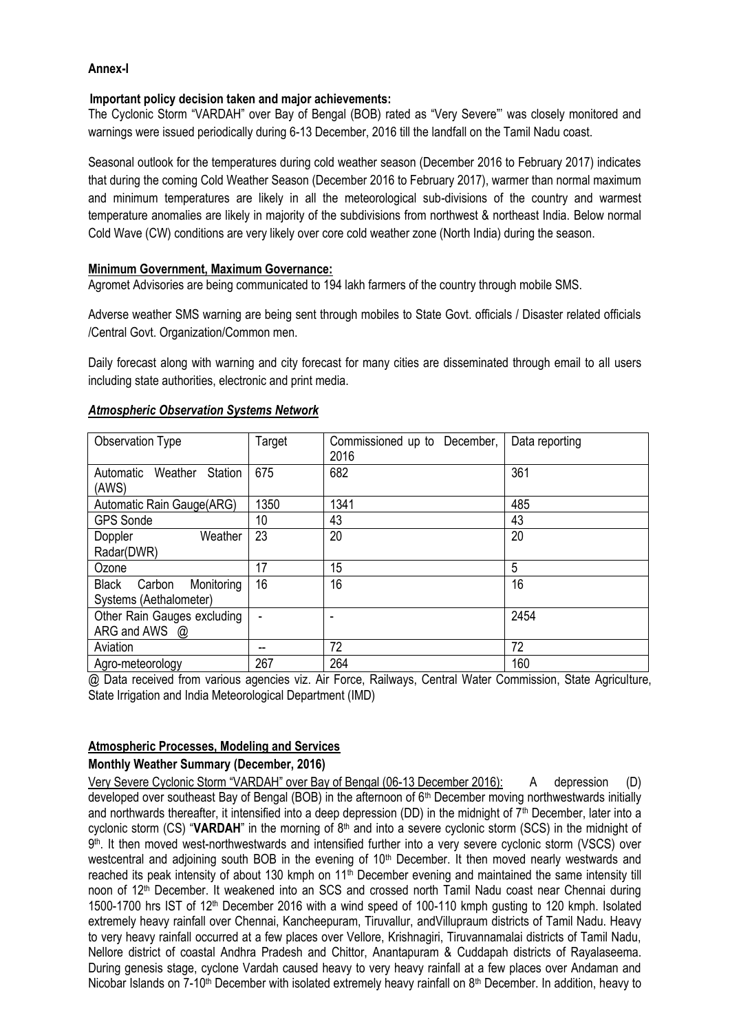**Annex-I**

**Important policy decision taken and major achievements:**

The Cyclonic Storm "VARDAH" over Bay of Bengal (BOB) rated as "Very Severe"' was closely monitored and warnings were issued periodically during 6-13 December, 2016 till the landfall on the Tamil Nadu coast.

Seasonal outlook for the temperatures during cold weather season (December 2016 to February 2017) indicates that during the coming Cold Weather Season (December 2016 to February 2017), warmer than normal maximum and minimum temperatures are likely in all the meteorological sub-divisions of the country and warmest temperature anomalies are likely in majority of the subdivisions from northwest & northeast India. Below normal Cold Wave (CW) conditions are very likely over core cold weather zone (North India) during the season.

**Minimum Government, Maximum Governance:**

Agromet Advisories are being communicated to 194 lakh farmers of the country through mobile SMS.

Adverse weather SMS warning are being sent through mobiles to State Govt. officials / Disaster related officials /Central Govt. Organization/Common men.

Daily forecast along with warning and city forecast for many cities are disseminated through email to all users including state authorities, electronic and print media.

***Atmospheric Observation Systems Network***

| Observation Type | Target | Commissioned up to December, 2016 | Data reporting |
|---|---|---|---|
| Automatic Weather Station (AWS) | 675 | 682 | 361 |
| Automatic Rain Gauge(ARG) | 1350 | 1341 | 485 |
| GPS Sonde | 10 | 43 | 43 |
| Doppler Weather Radar(DWR) | 23 | 20 | 20 |
| Ozone | 17 | 15 | 5 |
| Black Carbon Monitoring Systems (Aethalometer) | 16 | 16 | 16 |
| Other Rain Gauges excluding ARG and AWS @ | - | - | 2454 |
| Aviation | -- | 72 | 72 |
| Agro-meteorology | 267 | 264 | 160 |

@ Data received from various agencies viz. Air Force, Railways, Central Water Commission, State Agriculture, State Irrigation and India Meteorological Department (IMD)

**Atmospheric Processes, Modeling and Services**

**Monthly Weather Summary (December, 2016)**

Very Severe Cyclonic Storm "VARDAH" over Bay of Bengal (06-13 December 2016): A depression (D) developed over southeast Bay of Bengal (BOB) in the afternoon of 6th December moving northwestwards initially and northwards thereafter, it intensified into a deep depression (DD) in the midnight of 7th December, later into a cyclonic storm (CS) "**VARDAH**" in the morning of 8th and into a severe cyclonic storm (SCS) in the midnight of 9th. It then moved west-northwestwards and intensified further into a very severe cyclonic storm (VSCS) over westcentral and adjoining south BOB in the evening of 10th December. It then moved nearly westwards and reached its peak intensity of about 130 kmph on 11th December evening and maintained the same intensity till noon of 12th December. It weakened into an SCS and crossed north Tamil Nadu coast near Chennai during 1500-1700 hrs IST of 12th December 2016 with a wind speed of 100-110 kmph gusting to 120 kmph. Isolated extremely heavy rainfall over Chennai, Kancheepuram, Tiruvallur, andVillupraum districts of Tamil Nadu. Heavy to very heavy rainfall occurred at a few places over Vellore, Krishnagiri, Tiruvannamalai districts of Tamil Nadu, Nellore district of coastal Andhra Pradesh and Chittor, Anantapuram & Cuddapah districts of Rayalaseema. During genesis stage, cyclone Vardah caused heavy to very heavy rainfall at a few places over Andaman and Nicobar Islands on 7-10th December with isolated extremely heavy rainfall on 8th December. In addition, heavy to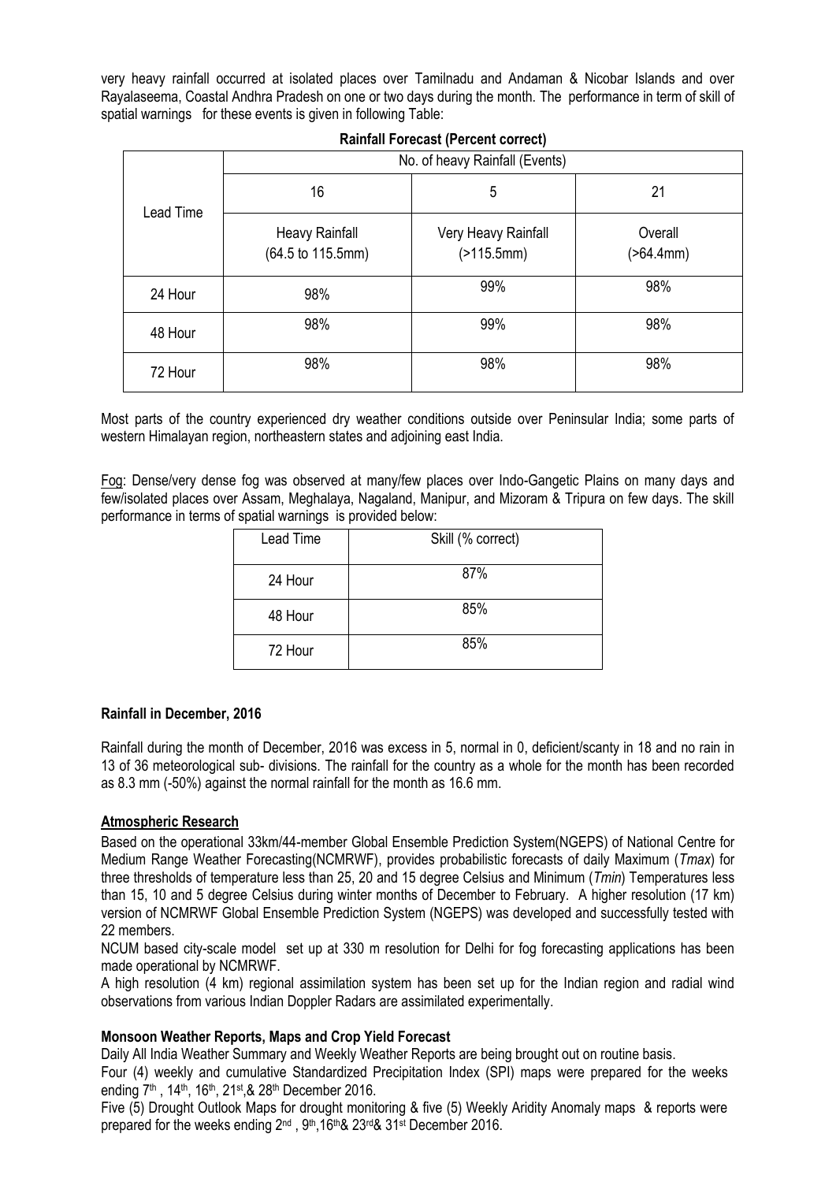very heavy rainfall occurred at isolated places over Tamilnadu and Andaman & Nicobar Islands and over Rayalaseema, Coastal Andhra Pradesh on one or two days during the month. The performance in term of skill of spatial warnings for these events is given in following Table:

**Rainfall Forecast (Percent correct)**

| Lead Time | No. of heavy Rainfall (Events) | | |
|---|---|---|---|
| | 16 | 5 | 21 |
| | Heavy Rainfall (64.5 to 115.5mm) | Very Heavy Rainfall (>115.5mm) | Overall (>64.4mm) |
| 24 Hour | 98% | 99% | 98% |
| 48 Hour | 98% | 99% | 98% |
| 72 Hour | 98% | 98% | 98% |

Most parts of the country experienced dry weather conditions outside over Peninsular India; some parts of western Himalayan region, northeastern states and adjoining east India.

Fog: Dense/very dense fog was observed at many/few places over Indo-Gangetic Plains on many days and few/isolated places over Assam, Meghalaya, Nagaland, Manipur, and Mizoram & Tripura on few days. The skill performance in terms of spatial warnings is provided below:

| Lead Time | Skill (% correct) |
|---|---|
| 24 Hour | 87% |
| 48 Hour | 85% |
| 72 Hour | 85% |

**Rainfall in December, 2016**

Rainfall during the month of December, 2016 was excess in 5, normal in 0, deficient/scanty in 18 and no rain in 13 of 36 meteorological sub- divisions. The rainfall for the country as a whole for the month has been recorded as 8.3 mm (-50%) against the normal rainfall for the month as 16.6 mm.

**Atmospheric Research**

Based on the operational 33km/44-member Global Ensemble Prediction System(NGEPS) of National Centre for Medium Range Weather Forecasting(NCMRWF), provides probabilistic forecasts of daily Maximum (*Tmax*) for three thresholds of temperature less than 25, 20 and 15 degree Celsius and Minimum (*Tmin*) Temperatures less than 15, 10 and 5 degree Celsius during winter months of December to February. A higher resolution (17 km) version of NCMRWF Global Ensemble Prediction System (NGEPS) was developed and successfully tested with 22 members.

NCUM based city-scale model set up at 330 m resolution for Delhi for fog forecasting applications has been made operational by NCMRWF.

A high resolution (4 km) regional assimilation system has been set up for the Indian region and radial wind observations from various Indian Doppler Radars are assimilated experimentally.

**Monsoon Weather Reports, Maps and Crop Yield Forecast**

Daily All India Weather Summary and Weekly Weather Reports are being brought out on routine basis.

Four (4) weekly and cumulative Standardized Precipitation Index (SPI) maps were prepared for the weeks ending 7th , 14th, 16th, 21st,& 28th December 2016.

Five (5) Drought Outlook Maps for drought monitoring & five (5) Weekly Aridity Anomaly maps & reports were prepared for the weeks ending 2nd , 9th,16th& 23rd& 31st December 2016.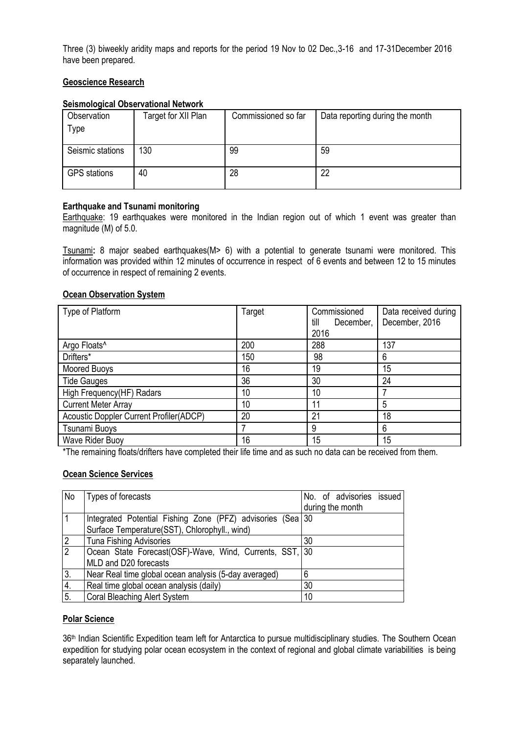Three (3) biweekly aridity maps and reports for the period 19 Nov to 02 Dec.,3-16 and 17-31December 2016 have been prepared.

## Geoscience Research

### Seismological Observational Network

| Observation Type | Target for XII Plan | Commissioned so far | Data reporting during the month |
|---|---|---|---|
| Seismic stations | 130 | 99 | 59 |
| GPS stations | 40 | 28 | 22 |

### Earthquake and Tsunami monitoring

Earthquake: 19 earthquakes were monitored in the Indian region out of which 1 event was greater than magnitude (M) of 5.0.

Tsunami: 8 major seabed earthquakes(M> 6) with a potential to generate tsunami were monitored. This information was provided within 12 minutes of occurrence in respect of 6 events and between 12 to 15 minutes of occurrence in respect of remaining 2 events.

## Ocean Observation System

| Type of Platform | Target | Commissioned till December, 2016 | Data received during December, 2016 |
|---|---|---|---|
| Argo Floats^ | 200 | 288 | 137 |
| Drifters* | 150 | 98 | 6 |
| Moored Buoys | 16 | 19 | 15 |
| Tide Gauges | 36 | 30 | 24 |
| High Frequency(HF) Radars | 10 | 10 | 7 |
| Current Meter Array | 10 | 11 | 5 |
| Acoustic Doppler Current Profiler(ADCP) | 20 | 21 | 18 |
| Tsunami Buoys | 7 | 9 | 6 |
| Wave Rider Buoy | 16 | 15 | 15 |

*The remaining floats/drifters have completed their life time and as such no data can be received from them.

## Ocean Science Services

| No | Types of forecasts | No. of advisories issued during the month |
|---|---|---|
| 1 | Integrated Potential Fishing Zone (PFZ) advisories (Sea Surface Temperature(SST), Chlorophyll., wind) | 30 |
| 2 | Tuna Fishing Advisories | 30 |
| 2 | Ocean State Forecast(OSF)-Wave, Wind, Currents, SST, MLD and D20 forecasts | 30 |
| 3. | Near Real time global ocean analysis (5-day averaged) | 6 |
| 4. | Real time global ocean analysis (daily) | 30 |
| 5. | Coral Bleaching Alert System | 10 |

## Polar Science

36th Indian Scientific Expedition team left for Antarctica to pursue multidisciplinary studies. The Southern Ocean expedition for studying polar ocean ecosystem in the context of regional and global climate variabilities is being separately launched.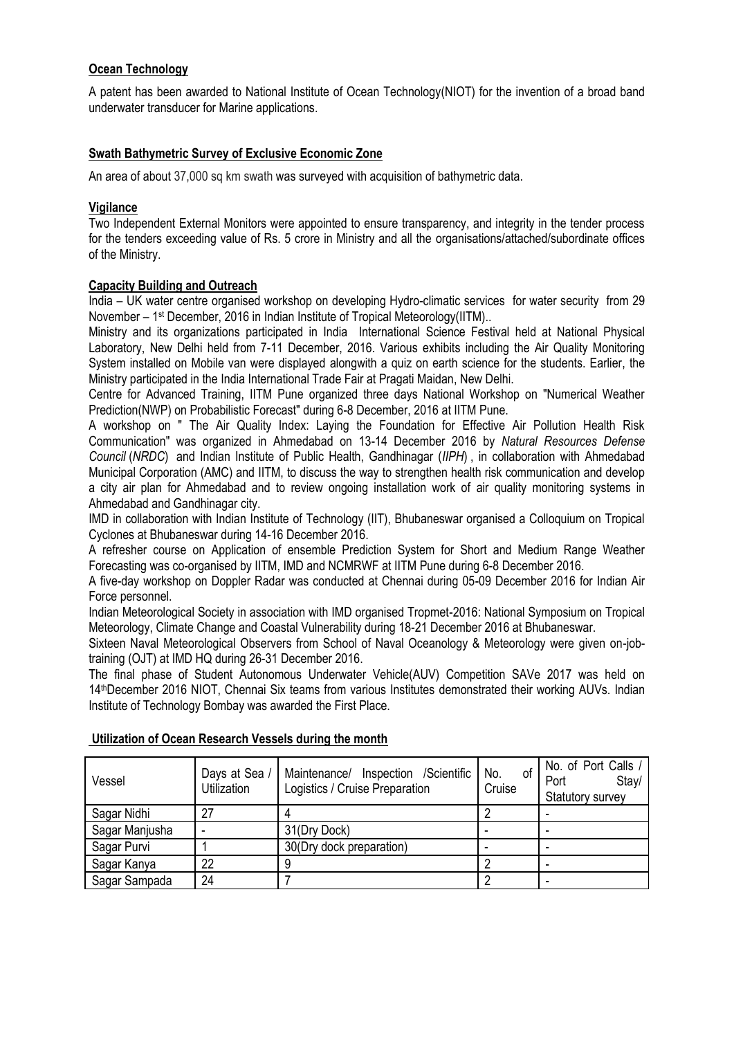## Ocean Technology

A patent has been awarded to National Institute of Ocean Technology(NIOT) for the invention of a broad band underwater transducer for Marine applications.

## Swath Bathymetric Survey of Exclusive Economic Zone

An area of about 37,000 sq km swath was surveyed with acquisition of bathymetric data.

## Vigilance

Two Independent External Monitors were appointed to ensure transparency, and integrity in the tender process for the tenders exceeding value of Rs. 5 crore in Ministry and all the organisations/attached/subordinate offices of the Ministry.

## Capacity Building and Outreach

India – UK water centre organised workshop on developing Hydro-climatic services for water security from 29 November – 1st December, 2016 in Indian Institute of Tropical Meteorology(IITM)..

Ministry and its organizations participated in India International Science Festival held at National Physical Laboratory, New Delhi held from 7-11 December, 2016. Various exhibits including the Air Quality Monitoring System installed on Mobile van were displayed alongwith a quiz on earth science for the students. Earlier, the Ministry participated in the India International Trade Fair at Pragati Maidan, New Delhi.

Centre for Advanced Training, IITM Pune organized three days National Workshop on "Numerical Weather Prediction(NWP) on Probabilistic Forecast" during 6-8 December, 2016 at IITM Pune.

A workshop on " The Air Quality Index: Laying the Foundation for Effective Air Pollution Health Risk Communication" was organized in Ahmedabad on 13-14 December 2016 by *Natural Resources Defense Council* (*NRDC*) and Indian Institute of Public Health, Gandhinagar (*IIPH*) , in collaboration with Ahmedabad Municipal Corporation (AMC) and IITM, to discuss the way to strengthen health risk communication and develop a city air plan for Ahmedabad and to review ongoing installation work of air quality monitoring systems in Ahmedabad and Gandhinagar city.

IMD in collaboration with Indian Institute of Technology (IIT), Bhubaneswar organised a Colloquium on Tropical Cyclones at Bhubaneswar during 14-16 December 2016.

A refresher course on Application of ensemble Prediction System for Short and Medium Range Weather Forecasting was co-organised by IITM, IMD and NCMRWF at IITM Pune during 6-8 December 2016.

A five-day workshop on Doppler Radar was conducted at Chennai during 05-09 December 2016 for Indian Air Force personnel.

Indian Meteorological Society in association with IMD organised Tropmet-2016: National Symposium on Tropical Meteorology, Climate Change and Coastal Vulnerability during 18-21 December 2016 at Bhubaneswar.

Sixteen Naval Meteorological Observers from School of Naval Oceanology & Meteorology were given on-job-training (OJT) at IMD HQ during 26-31 December 2016.

The final phase of Student Autonomous Underwater Vehicle(AUV) Competition SAVe 2017 was held on 14th December 2016 NIOT, Chennai Six teams from various Institutes demonstrated their working AUVs. Indian Institute of Technology Bombay was awarded the First Place.

## Utilization of Ocean Research Vessels during the month

| Vessel | Days at Sea / Utilization | Maintenance/ Inspection /Scientific Logistics / Cruise Preparation | No. of Cruise | No. of Port Calls / Port Stay/ Statutory survey |
|---|---|---|---|---|
| Sagar Nidhi | 27 | 4 | 2 | - |
| Sagar Manjusha | - | 31(Dry Dock) | - | - |
| Sagar Purvi | 1 | 30(Dry dock preparation) | - | - |
| Sagar Kanya | 22 | 9 | 2 | - |
| Sagar Sampada | 24 | 7 | 2 | - |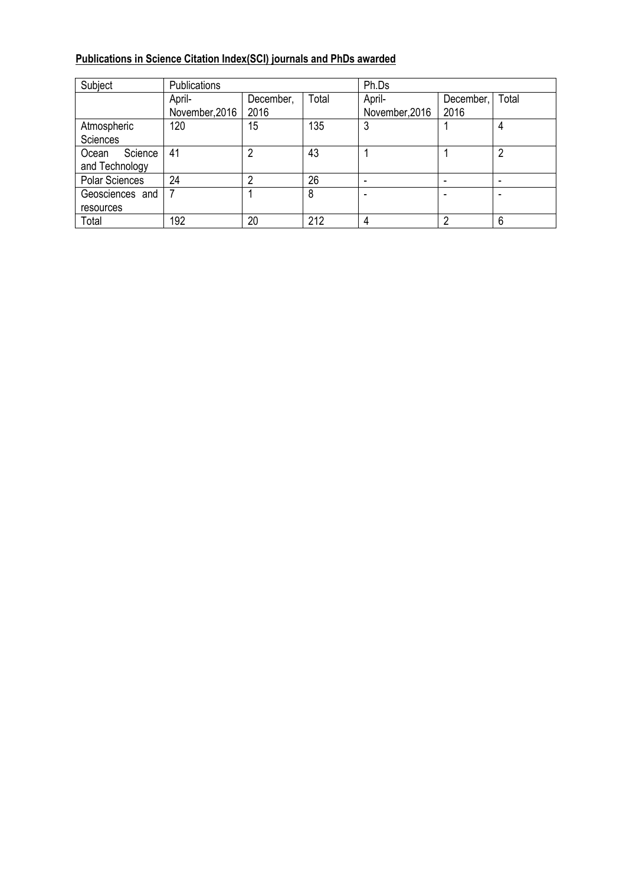**Publications in Science Citation Index(SCI) journals and PhDs awarded**

| Subject | Publications | | | Ph.Ds | | |
|---|---|---|---|---|---|---|
| | April-November,2016 | December, 2016 | Total | April-November,2016 | December, 2016 | Total |
| Atmospheric Sciences | 120 | 15 | 135 | 3 | 1 | 4 |
| Ocean Science and Technology | 41 | 2 | 43 | 1 | 1 | 2 |
| Polar Sciences | 24 | 2 | 26 | - | - | - |
| Geosciences and resources | 7 | 1 | 8 | - | - | - |
| Total | 192 | 20 | 212 | 4 | 2 | 6 |